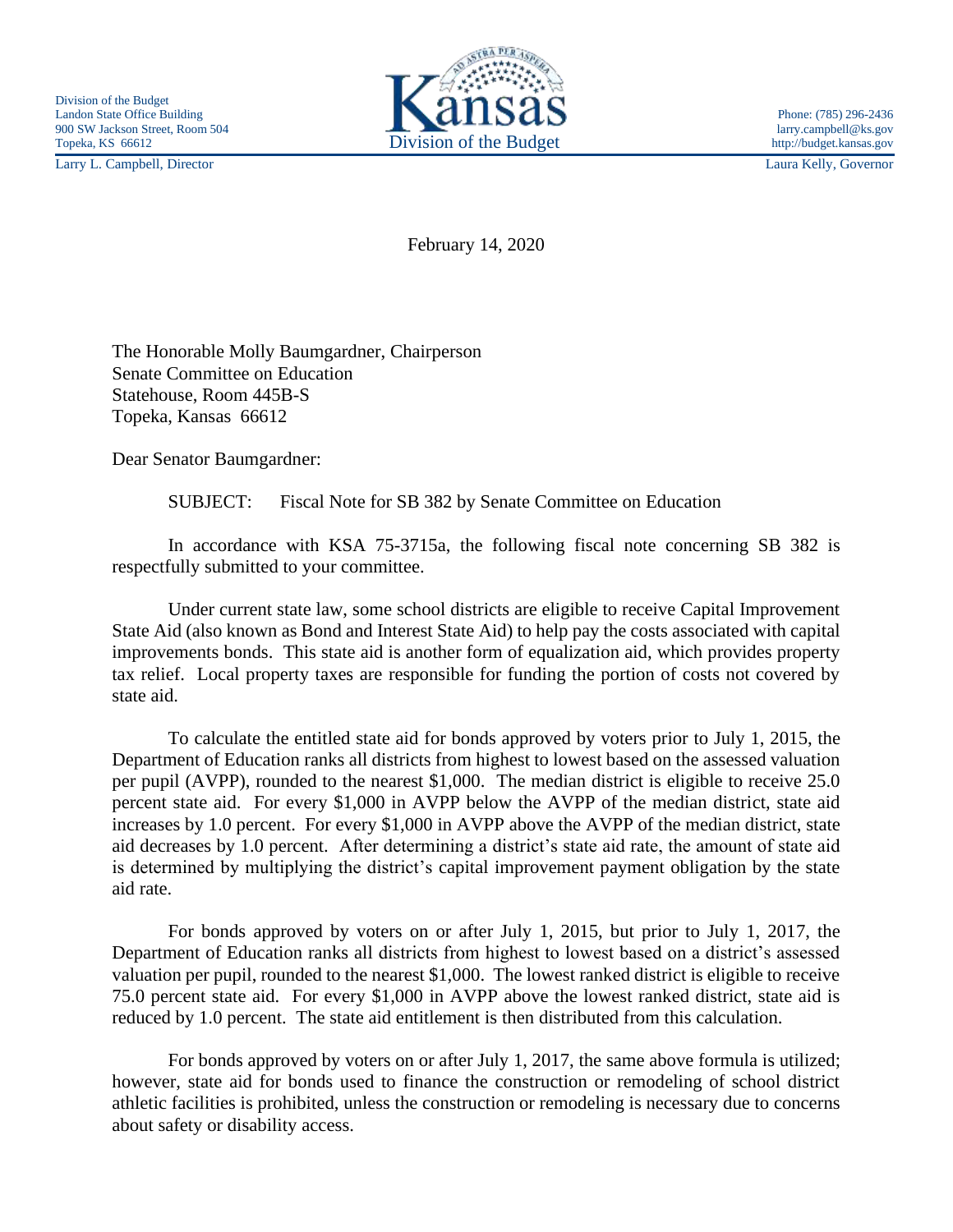Division of the Budget
Landon State Office Building
900 SW Jackson Street, Room 504
Topeka, KS 66612

Division of the Budget

Phone: (785) 296-2436
larry.campbell@ks.gov
http://budget.kansas.gov

Larry L. Campbell, Director

Laura Kelly, Governor

February 14, 2020

The Honorable Molly Baumgardner, Chairperson
Senate Committee on Education
Statehouse, Room 445B-S
Topeka, Kansas 66612

Dear Senator Baumgardner:

SUBJECT: Fiscal Note for SB 382 by Senate Committee on Education

In accordance with KSA 75-3715a, the following fiscal note concerning SB 382 is respectfully submitted to your committee.

Under current state law, some school districts are eligible to receive Capital Improvement State Aid (also known as Bond and Interest State Aid) to help pay the costs associated with capital improvements bonds. This state aid is another form of equalization aid, which provides property tax relief. Local property taxes are responsible for funding the portion of costs not covered by state aid.

To calculate the entitled state aid for bonds approved by voters prior to July 1, 2015, the Department of Education ranks all districts from highest to lowest based on the assessed valuation per pupil (AVPP), rounded to the nearest $1,000. The median district is eligible to receive 25.0 percent state aid. For every $1,000 in AVPP below the AVPP of the median district, state aid increases by 1.0 percent. For every $1,000 in AVPP above the AVPP of the median district, state aid decreases by 1.0 percent. After determining a district's state aid rate, the amount of state aid is determined by multiplying the district's capital improvement payment obligation by the state aid rate.

For bonds approved by voters on or after July 1, 2015, but prior to July 1, 2017, the Department of Education ranks all districts from highest to lowest based on a district's assessed valuation per pupil, rounded to the nearest $1,000. The lowest ranked district is eligible to receive 75.0 percent state aid. For every $1,000 in AVPP above the lowest ranked district, state aid is reduced by 1.0 percent. The state aid entitlement is then distributed from this calculation.

For bonds approved by voters on or after July 1, 2017, the same above formula is utilized; however, state aid for bonds used to finance the construction or remodeling of school district athletic facilities is prohibited, unless the construction or remodeling is necessary due to concerns about safety or disability access.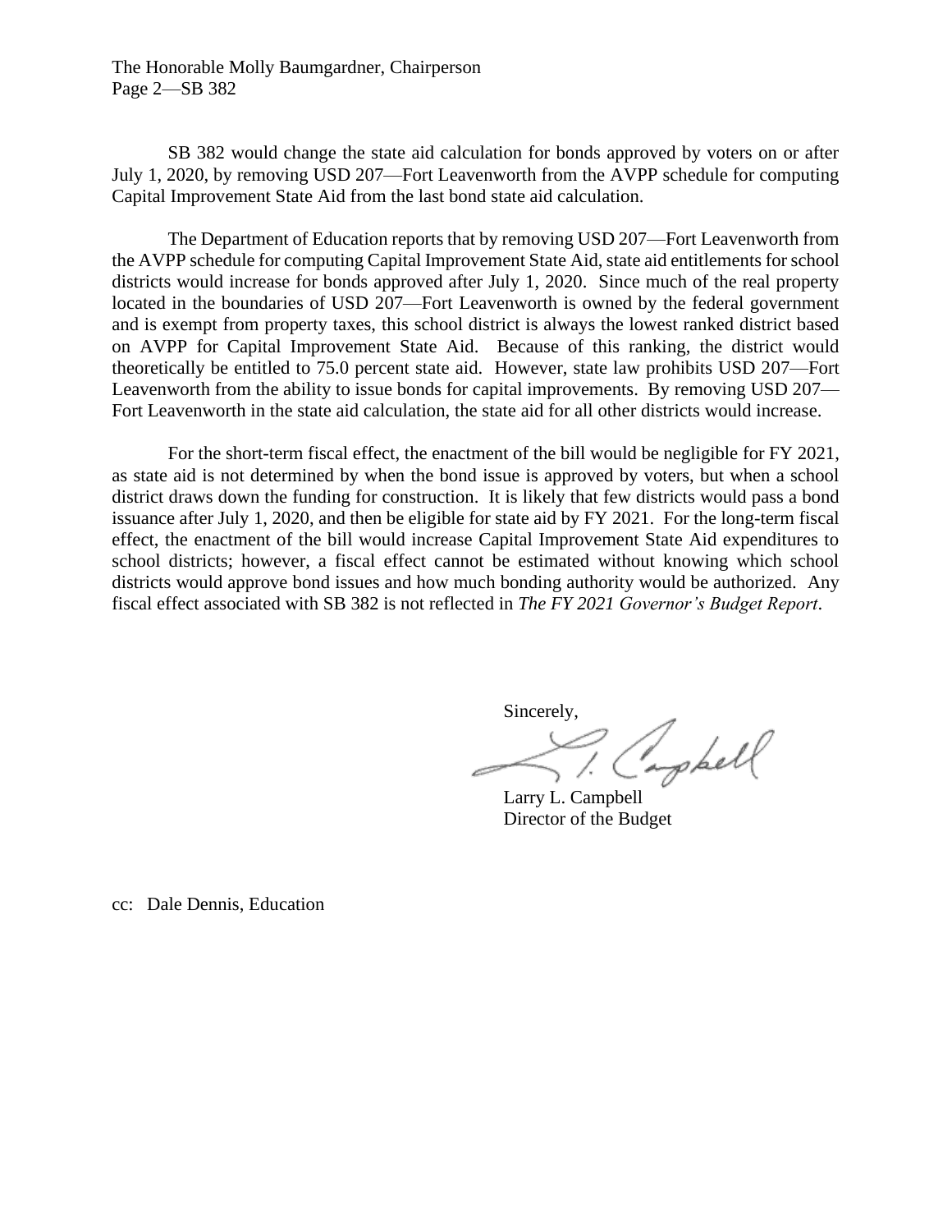SB 382 would change the state aid calculation for bonds approved by voters on or after July 1, 2020, by removing USD 207—Fort Leavenworth from the AVPP schedule for computing Capital Improvement State Aid from the last bond state aid calculation.

The Department of Education reports that by removing USD 207—Fort Leavenworth from the AVPP schedule for computing Capital Improvement State Aid, state aid entitlements for school districts would increase for bonds approved after July 1, 2020. Since much of the real property located in the boundaries of USD 207—Fort Leavenworth is owned by the federal government and is exempt from property taxes, this school district is always the lowest ranked district based on AVPP for Capital Improvement State Aid. Because of this ranking, the district would theoretically be entitled to 75.0 percent state aid. However, state law prohibits USD 207—Fort Leavenworth from the ability to issue bonds for capital improvements. By removing USD 207—Fort Leavenworth in the state aid calculation, the state aid for all other districts would increase.

For the short-term fiscal effect, the enactment of the bill would be negligible for FY 2021, as state aid is not determined by when the bond issue is approved by voters, but when a school district draws down the funding for construction. It is likely that few districts would pass a bond issuance after July 1, 2020, and then be eligible for state aid by FY 2021. For the long-term fiscal effect, the enactment of the bill would increase Capital Improvement State Aid expenditures to school districts; however, a fiscal effect cannot be estimated without knowing which school districts would approve bond issues and how much bonding authority would be authorized. Any fiscal effect associated with SB 382 is not reflected in *The FY 2021 Governor's Budget Report*.

Sincerely,

Larry L. Campbell
Director of the Budget

cc: Dale Dennis, Education